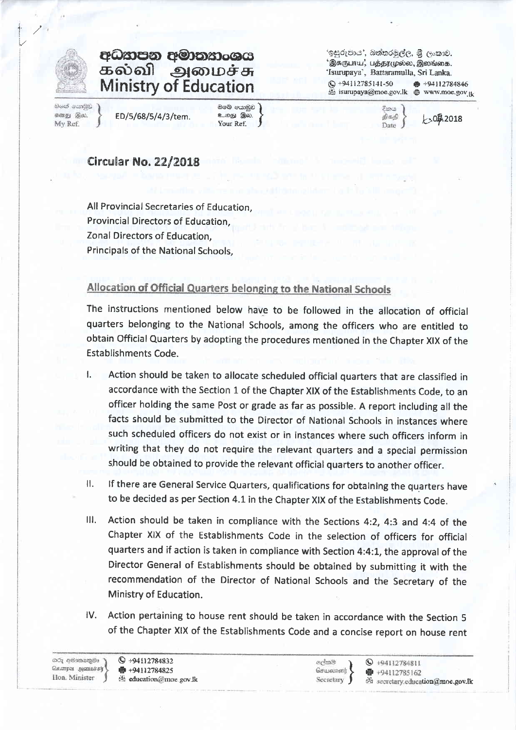අධ්‍යාපන අමාත්‍යාංශය
கல்வி அமைச்சு
Ministry of Education

'ඉසුරුපාය', බත්තරමුල්ල, ශ්‍රී ලංකාව.
'இசுருபாய', பத்தரமுல்ல, இலங்கை.
'Isurupaya', Battaramulla, Sri Lanka.
+94112785141-50 +94112784846
isurupaya@moe.gov.lk www.moe.gov.lk

මගේ යොමුව / எனது இல. / My Ref. ED/5/68/5/4/3/tem.

ඔබේ යොමුව / உமது இல. / Your Ref.

දිනය / திகதි / Date .08.2018

## Circular No. 22/2018

All Provincial Secretaries of Education,
Provincial Directors of Education,
Zonal Directors of Education,
Principals of the National Schools,

### Allocation of Official Quarters belonging to the National Schools

The instructions mentioned below have to be followed in the allocation of official quarters belonging to the National Schools, among the officers who are entitled to obtain Official Quarters by adopting the procedures mentioned in the Chapter XIX of the Establishments Code.

I. Action should be taken to allocate scheduled official quarters that are classified in accordance with the Section 1 of the Chapter XIX of the Establishments Code, to an officer holding the same Post or grade as far as possible. A report including all the facts should be submitted to the Director of National Schools in instances where such scheduled officers do not exist or in instances where such officers inform in writing that they do not require the relevant quarters and a special permission should be obtained to provide the relevant official quarters to another officer.

II. If there are General Service Quarters, qualifications for obtaining the quarters have to be decided as per Section 4.1 in the Chapter XIX of the Establishments Code.

III. Action should be taken in compliance with the Sections 4:2, 4:3 and 4:4 of the Chapter XIX of the Establishments Code in the selection of officers for official quarters and if action is taken in compliance with Section 4:4:1, the approval of the Director General of Establishments should be obtained by submitting it with the recommendation of the Director of National Schools and the Secretary of the Ministry of Education.

IV. Action pertaining to house rent should be taken in accordance with the Section 5 of the Chapter XIX of the Establishments Code and a concise report on house rent

ගරු අමාත්‍යතුමා / கௌரவ அமைச்சர் / Hon. Minister — +94112784832, +94112784825, education@moe.gov.lk

ලේකම් / செயலாளர் / Secretary — +94112784811, +94112785162, secretary.education@moe.gov.lk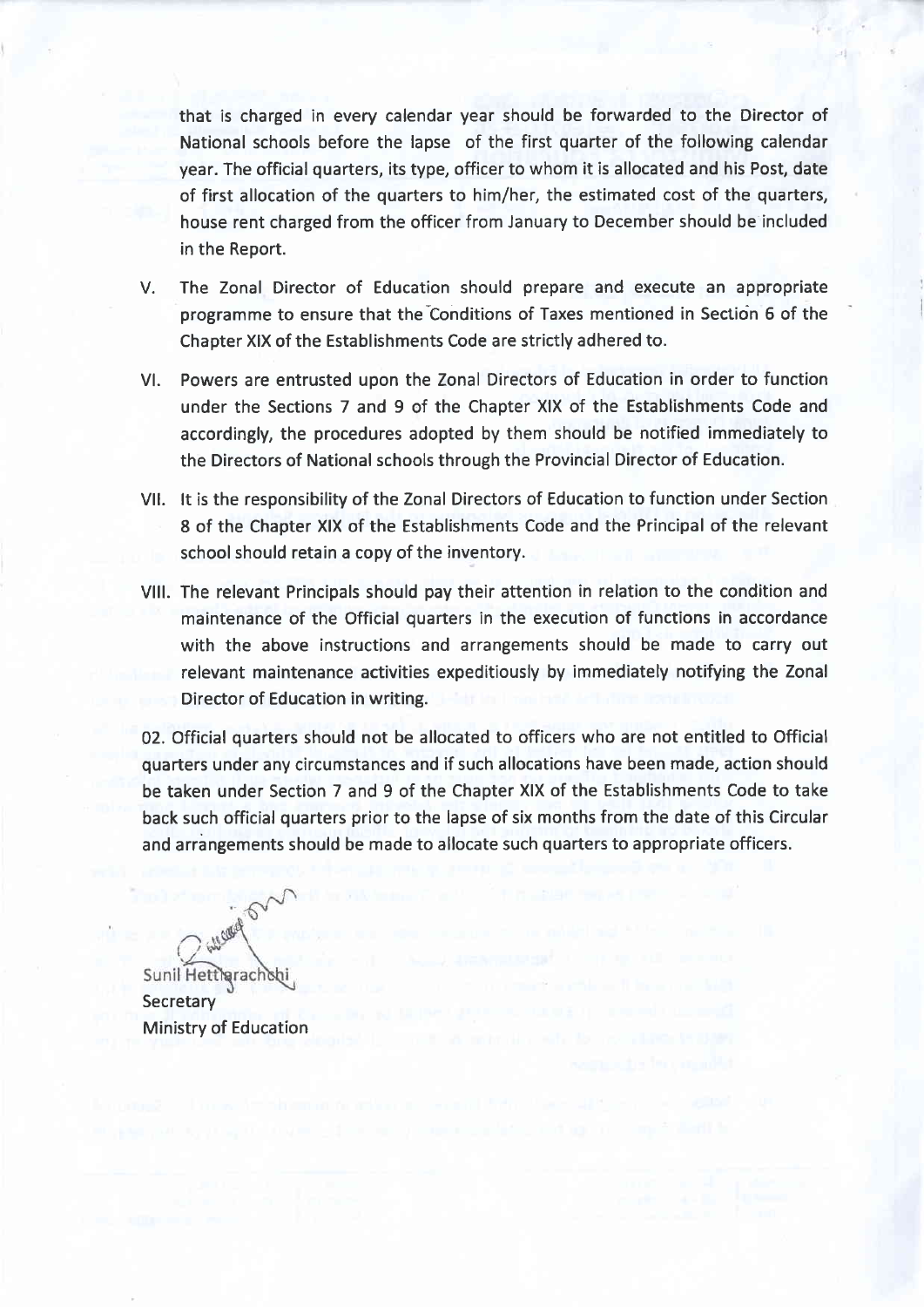that is charged in every calendar year should be forwarded to the Director of National schools before the lapse of the first quarter of the following calendar year. The official quarters, its type, officer to whom it is allocated and his Post, date of first allocation of the quarters to him/her, the estimated cost of the quarters, house rent charged from the officer from January to December should be included in the Report.

V. The Zonal Director of Education should prepare and execute an appropriate programme to ensure that the Conditions of Taxes mentioned in Section 6 of the Chapter XIX of the Establishments Code are strictly adhered to.

VI. Powers are entrusted upon the Zonal Directors of Education in order to function under the Sections 7 and 9 of the Chapter XIX of the Establishments Code and accordingly, the procedures adopted by them should be notified immediately to the Directors of National schools through the Provincial Director of Education.

VII. It is the responsibility of the Zonal Directors of Education to function under Section 8 of the Chapter XIX of the Establishments Code and the Principal of the relevant school should retain a copy of the inventory.

VIII. The relevant Principals should pay their attention in relation to the condition and maintenance of the Official quarters in the execution of functions in accordance with the above instructions and arrangements should be made to carry out relevant maintenance activities expeditiously by immediately notifying the Zonal Director of Education in writing.

02. Official quarters should not be allocated to officers who are not entitled to Official quarters under any circumstances and if such allocations have been made, action should be taken under Section 7 and 9 of the Chapter XIX of the Establishments Code to take back such official quarters prior to the lapse of six months from the date of this Circular and arrangements should be made to allocate such quarters to appropriate officers.

Sunil Hettiarachchi
Secretary
Ministry of Education